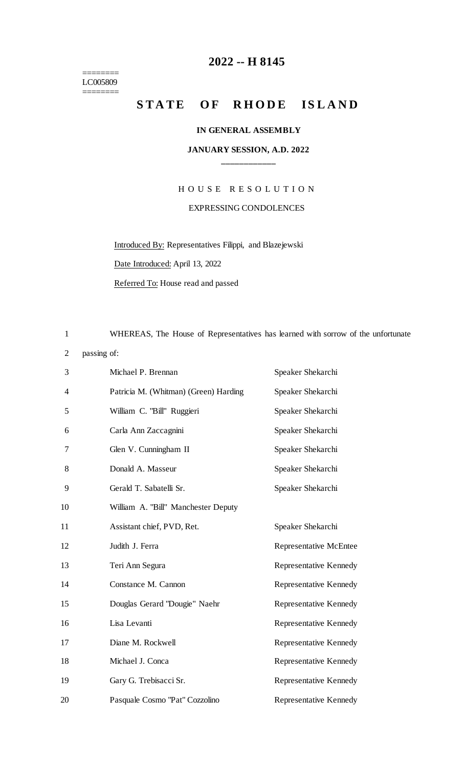# 2022 -- H 8145

========
LC005809
========

## STATE OF RHODE ISLAND

### IN GENERAL ASSEMBLY

### JANUARY SESSION, A.D. 2022

____________

H O U S E   R E S O L U T I O N

EXPRESSING CONDOLENCES

Introduced By: Representatives Filippi, and Blazejewski

Date Introduced: April 13, 2022

Referred To: House read and passed

WHEREAS, The House of Representatives has learned with sorrow of the unfortunate passing of:

| | |
|---|---|
| Michael P. Brennan | Speaker Shekarchi |
| Patricia M. (Whitman) (Green) Harding | Speaker Shekarchi |
| William C. "Bill" Ruggieri | Speaker Shekarchi |
| Carla Ann Zaccagnini | Speaker Shekarchi |
| Glen V. Cunningham II | Speaker Shekarchi |
| Donald A. Masseur | Speaker Shekarchi |
| Gerald T. Sabatelli Sr. | Speaker Shekarchi |
| William A. "Bill" Manchester Deputy Assistant chief, PVD, Ret. | Speaker Shekarchi |
| Judith J. Ferra | Representative McEntee |
| Teri Ann Segura | Representative Kennedy |
| Constance M. Cannon | Representative Kennedy |
| Douglas Gerard "Dougie" Naehr | Representative Kennedy |
| Lisa Levanti | Representative Kennedy |
| Diane M. Rockwell | Representative Kennedy |
| Michael J. Conca | Representative Kennedy |
| Gary G. Trebisacci Sr. | Representative Kennedy |
| Pasquale Cosmo "Pat" Cozzolino | Representative Kennedy |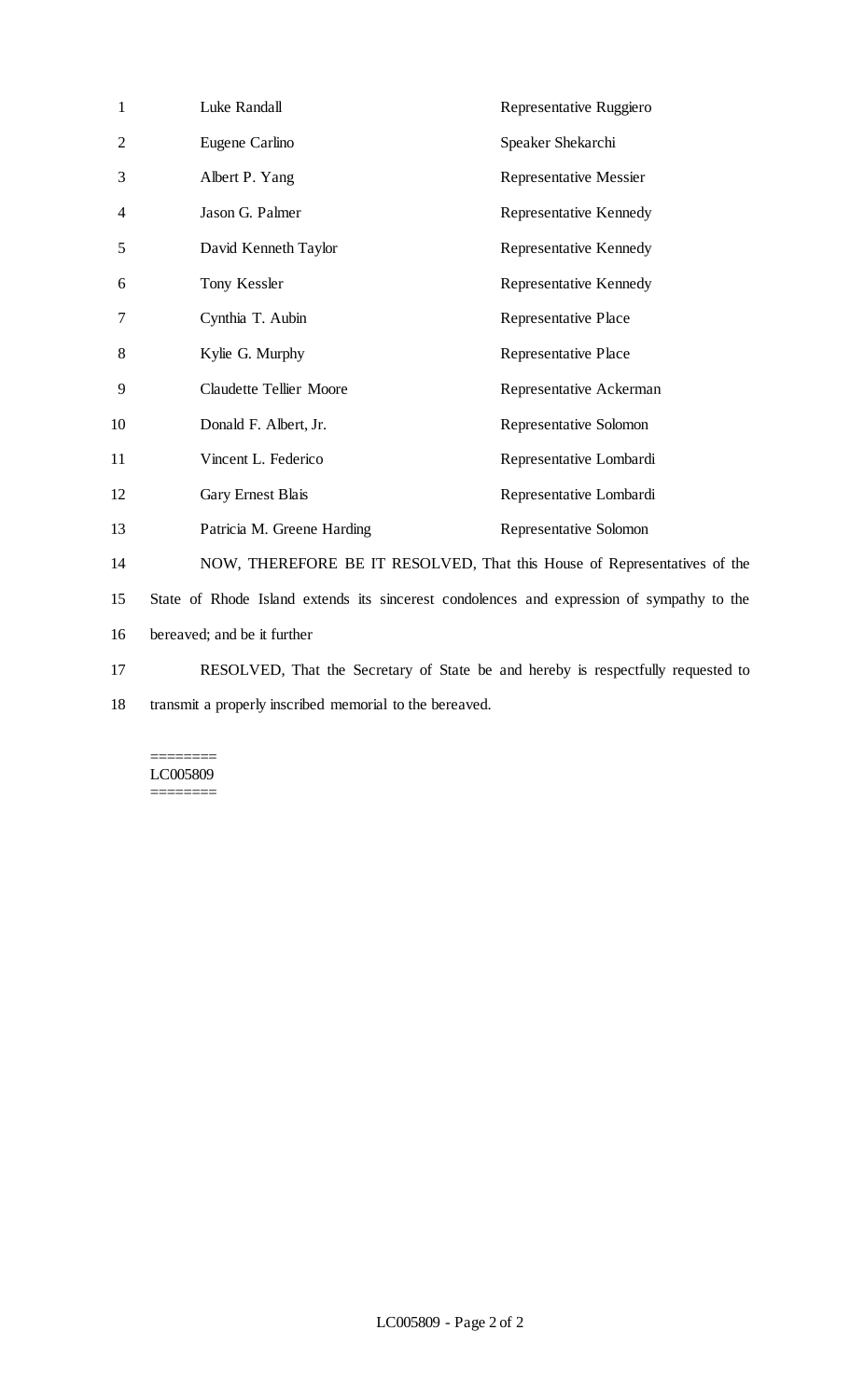| | |
|---|---|
| Luke Randall | Representative Ruggiero |
| Eugene Carlino | Speaker Shekarchi |
| Albert P. Yang | Representative Messier |
| Jason G. Palmer | Representative Kennedy |
| David Kenneth Taylor | Representative Kennedy |
| Tony Kessler | Representative Kennedy |
| Cynthia T. Aubin | Representative Place |
| Kylie G. Murphy | Representative Place |
| Claudette Tellier Moore | Representative Ackerman |
| Donald F. Albert, Jr. | Representative Solomon |
| Vincent L. Federico | Representative Lombardi |
| Gary Ernest Blais | Representative Lombardi |
| Patricia M. Greene Harding | Representative Solomon |

NOW, THEREFORE BE IT RESOLVED, That this House of Representatives of the State of Rhode Island extends its sincerest condolences and expression of sympathy to the bereaved; and be it further

RESOLVED, That the Secretary of State be and hereby is respectfully requested to transmit a properly inscribed memorial to the bereaved.

========
LC005809
========